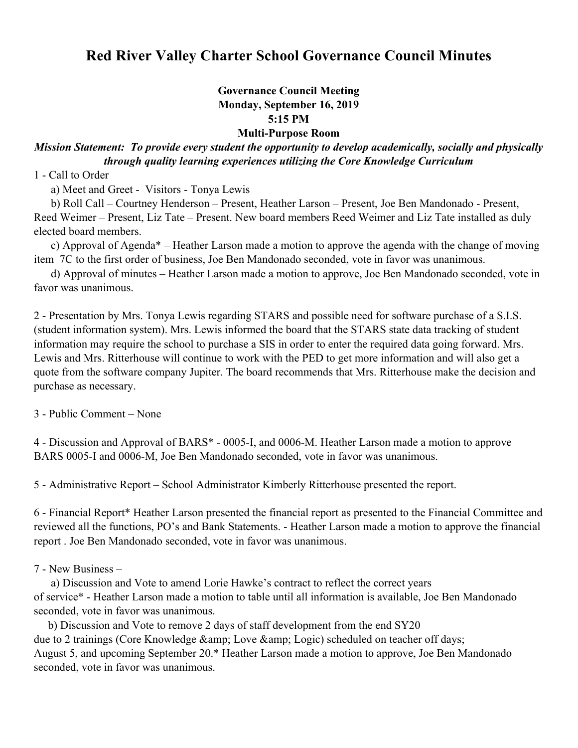# Red River Valley Charter School Governance Council Minutes

**Governance Council Meeting**
**Monday, September 16, 2019**
**5:15 PM**
**Multi-Purpose Room**

***Mission Statement: To provide every student the opportunity to develop academically, socially and physically through quality learning experiences utilizing the Core Knowledge Curriculum***

1 - Call to Order

a) Meet and Greet - Visitors - Tonya Lewis

b) Roll Call – Courtney Henderson – Present, Heather Larson – Present, Joe Ben Mandonado - Present, Reed Weimer – Present, Liz Tate – Present. New board members Reed Weimer and Liz Tate installed as duly elected board members.

c) Approval of Agenda* – Heather Larson made a motion to approve the agenda with the change of moving item 7C to the first order of business, Joe Ben Mandonado seconded, vote in favor was unanimous.

d) Approval of minutes – Heather Larson made a motion to approve, Joe Ben Mandonado seconded, vote in favor was unanimous.

2 - Presentation by Mrs. Tonya Lewis regarding STARS and possible need for software purchase of a S.I.S. (student information system). Mrs. Lewis informed the board that the STARS state data tracking of student information may require the school to purchase a SIS in order to enter the required data going forward. Mrs. Lewis and Mrs. Ritterhouse will continue to work with the PED to get more information and will also get a quote from the software company Jupiter. The board recommends that Mrs. Ritterhouse make the decision and purchase as necessary.

3 - Public Comment – None

4 - Discussion and Approval of BARS* - 0005-I, and 0006-M. Heather Larson made a motion to approve BARS 0005-I and 0006-M, Joe Ben Mandonado seconded, vote in favor was unanimous.

5 - Administrative Report – School Administrator Kimberly Ritterhouse presented the report.

6 - Financial Report* Heather Larson presented the financial report as presented to the Financial Committee and reviewed all the functions, PO's and Bank Statements. - Heather Larson made a motion to approve the financial report . Joe Ben Mandonado seconded, vote in favor was unanimous.

7 - New Business –

a) Discussion and Vote to amend Lorie Hawke's contract to reflect the correct years of service* - Heather Larson made a motion to table until all information is available, Joe Ben Mandonado seconded, vote in favor was unanimous.

b) Discussion and Vote to remove 2 days of staff development from the end SY20 due to 2 trainings (Core Knowledge &amp; Love &amp; Logic) scheduled on teacher off days; August 5, and upcoming September 20.* Heather Larson made a motion to approve, Joe Ben Mandonado seconded, vote in favor was unanimous.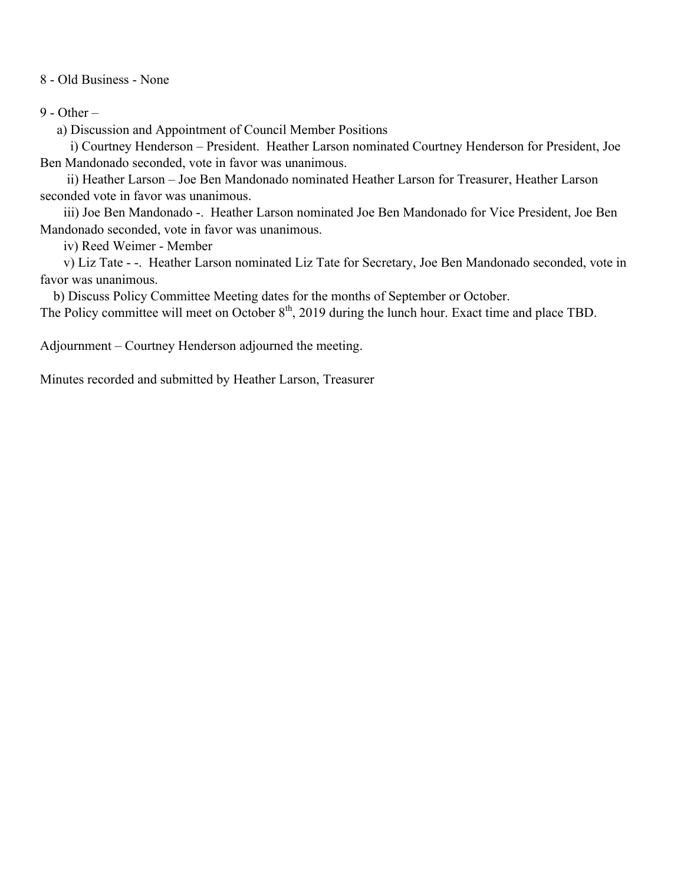8 - Old Business - None

9 - Other –

a) Discussion and Appointment of Council Member Positions

i) Courtney Henderson – President. Heather Larson nominated Courtney Henderson for President, Joe Ben Mandonado seconded, vote in favor was unanimous.

ii) Heather Larson – Joe Ben Mandonado nominated Heather Larson for Treasurer, Heather Larson seconded vote in favor was unanimous.

iii) Joe Ben Mandonado -. Heather Larson nominated Joe Ben Mandonado for Vice President, Joe Ben Mandonado seconded, vote in favor was unanimous.

iv) Reed Weimer - Member

v) Liz Tate - -. Heather Larson nominated Liz Tate for Secretary, Joe Ben Mandonado seconded, vote in favor was unanimous.

b) Discuss Policy Committee Meeting dates for the months of September or October.

The Policy committee will meet on October 8th, 2019 during the lunch hour. Exact time and place TBD.

Adjournment – Courtney Henderson adjourned the meeting.

Minutes recorded and submitted by Heather Larson, Treasurer